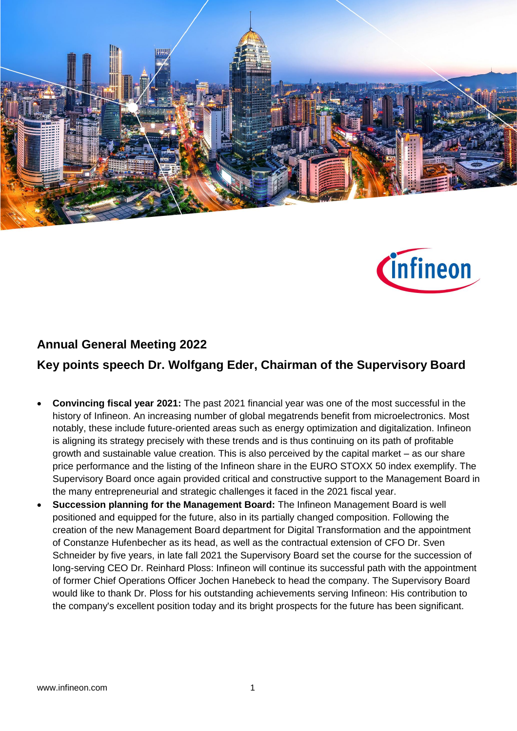## Annual General Meeting 2022

## Key points speech Dr. Wolfgang Eder, Chairman of the Supervisory Board

- **Convincing fiscal year 2021:** The past 2021 financial year was one of the most successful in the history of Infineon. An increasing number of global megatrends benefit from microelectronics. Most notably, these include future-oriented areas such as energy optimization and digitalization. Infineon is aligning its strategy precisely with these trends and is thus continuing on its path of profitable growth and sustainable value creation. This is also perceived by the capital market – as our share price performance and the listing of the Infineon share in the EURO STOXX 50 index exemplify. The Supervisory Board once again provided critical and constructive support to the Management Board in the many entrepreneurial and strategic challenges it faced in the 2021 fiscal year.
- **Succession planning for the Management Board:** The Infineon Management Board is well positioned and equipped for the future, also in its partially changed composition. Following the creation of the new Management Board department for Digital Transformation and the appointment of Constanze Hufenbecher as its head, as well as the contractual extension of CFO Dr. Sven Schneider by five years, in late fall 2021 the Supervisory Board set the course for the succession of long-serving CEO Dr. Reinhard Ploss: Infineon will continue its successful path with the appointment of former Chief Operations Officer Jochen Hanebeck to head the company. The Supervisory Board would like to thank Dr. Ploss for his outstanding achievements serving Infineon: His contribution to the company's excellent position today and its bright prospects for the future has been significant.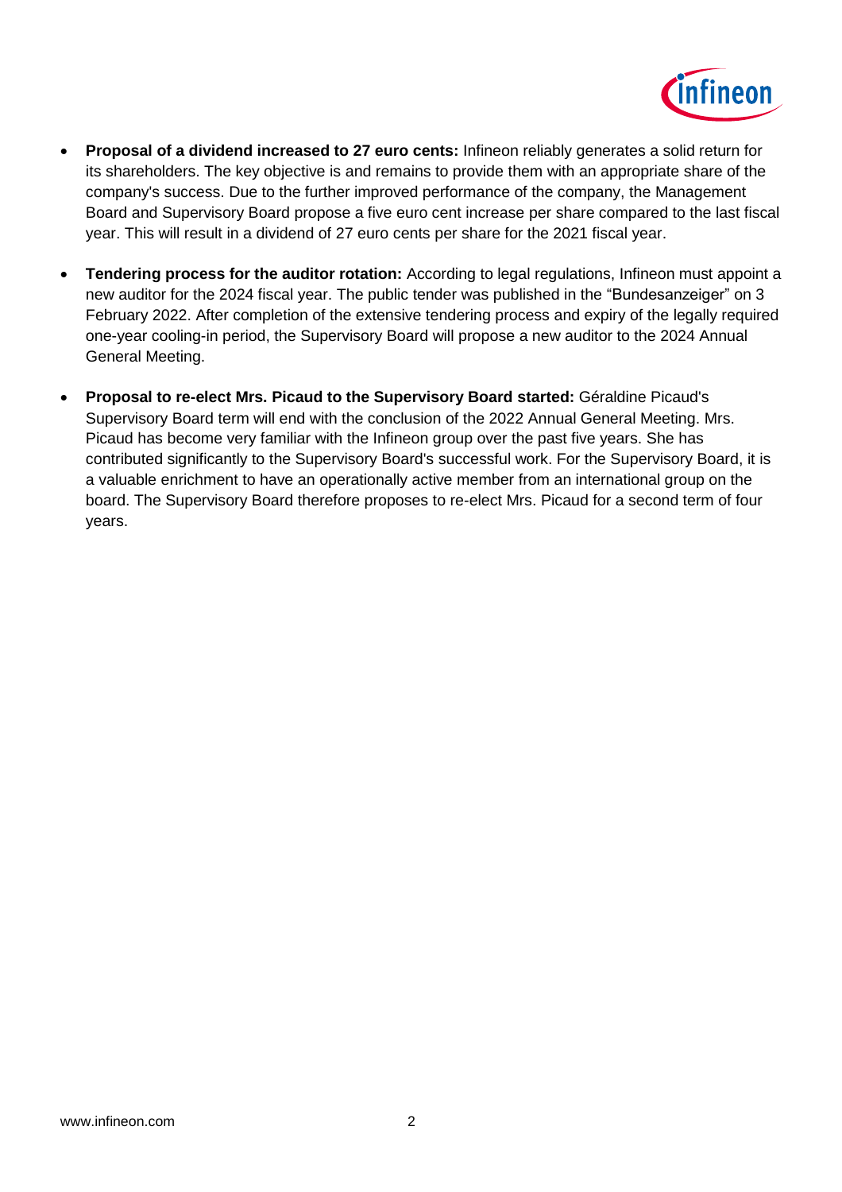- **Proposal of a dividend increased to 27 euro cents:** Infineon reliably generates a solid return for its shareholders. The key objective is and remains to provide them with an appropriate share of the company's success. Due to the further improved performance of the company, the Management Board and Supervisory Board propose a five euro cent increase per share compared to the last fiscal year. This will result in a dividend of 27 euro cents per share for the 2021 fiscal year.
- **Tendering process for the auditor rotation:** According to legal regulations, Infineon must appoint a new auditor for the 2024 fiscal year. The public tender was published in the "Bundesanzeiger" on 3 February 2022. After completion of the extensive tendering process and expiry of the legally required one-year cooling-in period, the Supervisory Board will propose a new auditor to the 2024 Annual General Meeting.
- **Proposal to re-elect Mrs. Picaud to the Supervisory Board started:** Géraldine Picaud's Supervisory Board term will end with the conclusion of the 2022 Annual General Meeting. Mrs. Picaud has become very familiar with the Infineon group over the past five years. She has contributed significantly to the Supervisory Board's successful work. For the Supervisory Board, it is a valuable enrichment to have an operationally active member from an international group on the board. The Supervisory Board therefore proposes to re-elect Mrs. Picaud for a second term of four years.